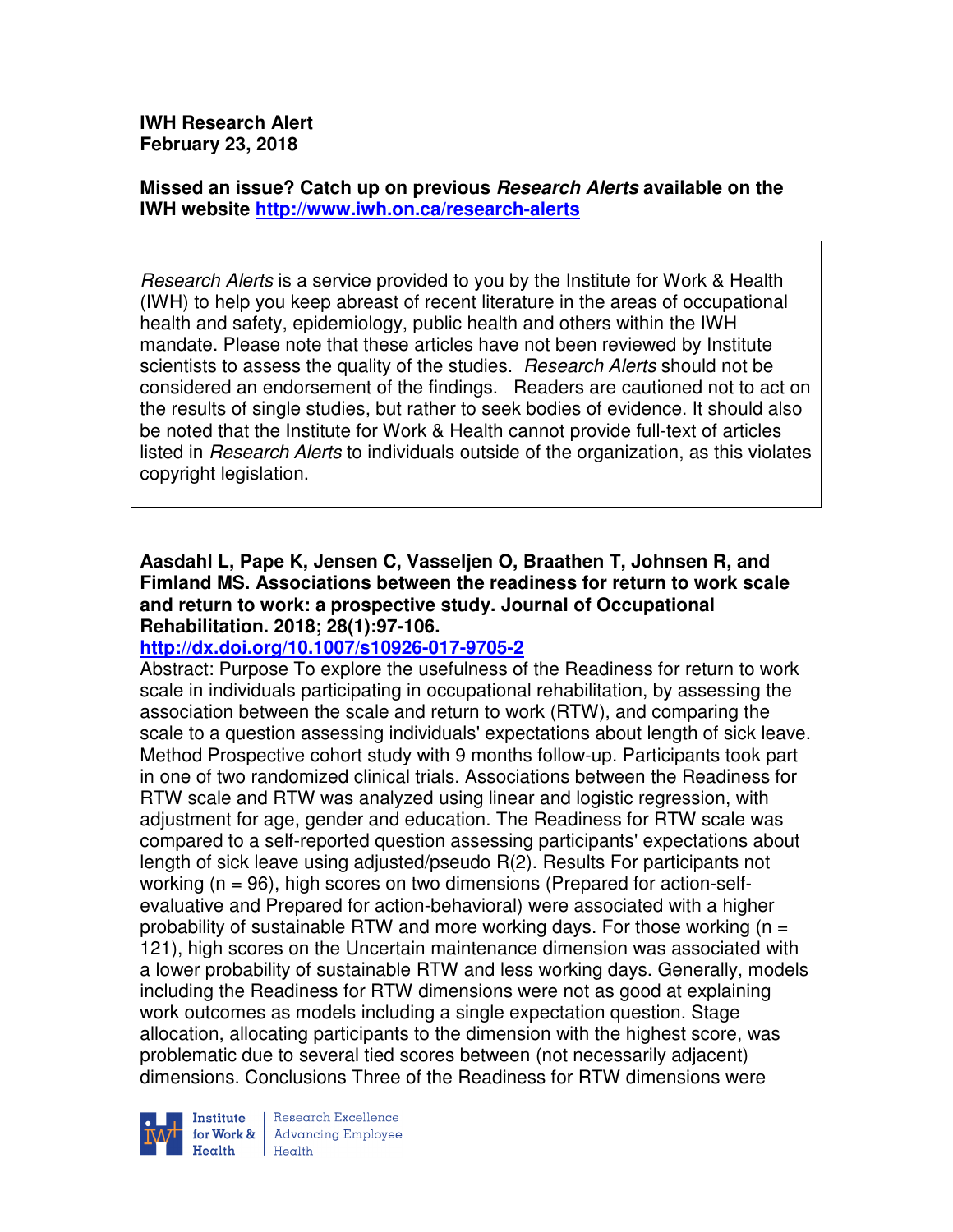**IWH Research Alert**
**February 23, 2018**

**Missed an issue? Catch up on previous *Research Alerts* available on the IWH website http://www.iwh.on.ca/research-alerts**

*Research Alerts* is a service provided to you by the Institute for Work & Health (IWH) to help you keep abreast of recent literature in the areas of occupational health and safety, epidemiology, public health and others within the IWH mandate. Please note that these articles have not been reviewed by Institute scientists to assess the quality of the studies. *Research Alerts* should not be considered an endorsement of the findings. Readers are cautioned not to act on the results of single studies, but rather to seek bodies of evidence. It should also be noted that the Institute for Work & Health cannot provide full-text of articles listed in *Research Alerts* to individuals outside of the organization, as this violates copyright legislation.

**Aasdahl L, Pape K, Jensen C, Vasseljen O, Braathen T, Johnsen R, and Fimland MS. Associations between the readiness for return to work scale and return to work: a prospective study. Journal of Occupational Rehabilitation. 2018; 28(1):97-106.**
**http://dx.doi.org/10.1007/s10926-017-9705-2**

Abstract: Purpose To explore the usefulness of the Readiness for return to work scale in individuals participating in occupational rehabilitation, by assessing the association between the scale and return to work (RTW), and comparing the scale to a question assessing individuals' expectations about length of sick leave. Method Prospective cohort study with 9 months follow-up. Participants took part in one of two randomized clinical trials. Associations between the Readiness for RTW scale and RTW was analyzed using linear and logistic regression, with adjustment for age, gender and education. The Readiness for RTW scale was compared to a self-reported question assessing participants' expectations about length of sick leave using adjusted/pseudo R(2). Results For participants not working (n = 96), high scores on two dimensions (Prepared for action-self-evaluative and Prepared for action-behavioral) were associated with a higher probability of sustainable RTW and more working days. For those working (n = 121), high scores on the Uncertain maintenance dimension was associated with a lower probability of sustainable RTW and less working days. Generally, models including the Readiness for RTW dimensions were not as good at explaining work outcomes as models including a single expectation question. Stage allocation, allocating participants to the dimension with the highest score, was problematic due to several tied scores between (not necessarily adjacent) dimensions. Conclusions Three of the Readiness for RTW dimensions were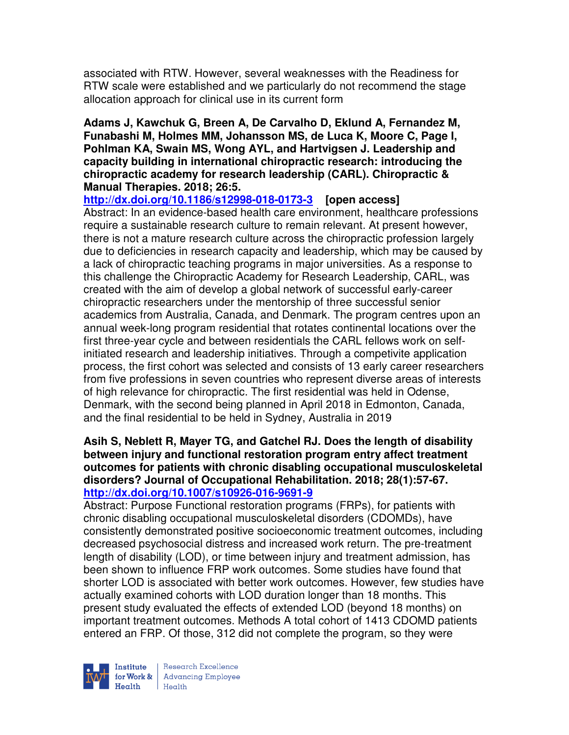associated with RTW. However, several weaknesses with the Readiness for RTW scale were established and we particularly do not recommend the stage allocation approach for clinical use in its current form

**Adams J, Kawchuk G, Breen A, De Carvalho D, Eklund A, Fernandez M, Funabashi M, Holmes MM, Johansson MS, de Luca K, Moore C, Page I, Pohlman KA, Swain MS, Wong AYL, and Hartvigsen J. Leadership and capacity building in international chiropractic research: introducing the chiropractic academy for research leadership (CARL). Chiropractic & Manual Therapies. 2018; 26:5.**
**http://dx.doi.org/10.1186/s12998-018-0173-3 [open access]**
Abstract: In an evidence-based health care environment, healthcare professions require a sustainable research culture to remain relevant. At present however, there is not a mature research culture across the chiropractic profession largely due to deficiencies in research capacity and leadership, which may be caused by a lack of chiropractic teaching programs in major universities. As a response to this challenge the Chiropractic Academy for Research Leadership, CARL, was created with the aim of develop a global network of successful early-career chiropractic researchers under the mentorship of three successful senior academics from Australia, Canada, and Denmark. The program centres upon an annual week-long program residential that rotates continental locations over the first three-year cycle and between residentials the CARL fellows work on self-initiated research and leadership initiatives. Through a competivite application process, the first cohort was selected and consists of 13 early career researchers from five professions in seven countries who represent diverse areas of interests of high relevance for chiropractic. The first residential was held in Odense, Denmark, with the second being planned in April 2018 in Edmonton, Canada, and the final residential to be held in Sydney, Australia in 2019

**Asih S, Neblett R, Mayer TG, and Gatchel RJ. Does the length of disability between injury and functional restoration program entry affect treatment outcomes for patients with chronic disabling occupational musculoskeletal disorders? Journal of Occupational Rehabilitation. 2018; 28(1):57-67.**
**http://dx.doi.org/10.1007/s10926-016-9691-9**
Abstract: Purpose Functional restoration programs (FRPs), for patients with chronic disabling occupational musculoskeletal disorders (CDOMDs), have consistently demonstrated positive socioeconomic treatment outcomes, including decreased psychosocial distress and increased work return. The pre-treatment length of disability (LOD), or time between injury and treatment admission, has been shown to influence FRP work outcomes. Some studies have found that shorter LOD is associated with better work outcomes. However, few studies have actually examined cohorts with LOD duration longer than 18 months. This present study evaluated the effects of extended LOD (beyond 18 months) on important treatment outcomes. Methods A total cohort of 1413 CDOMD patients entered an FRP. Of those, 312 did not complete the program, so they were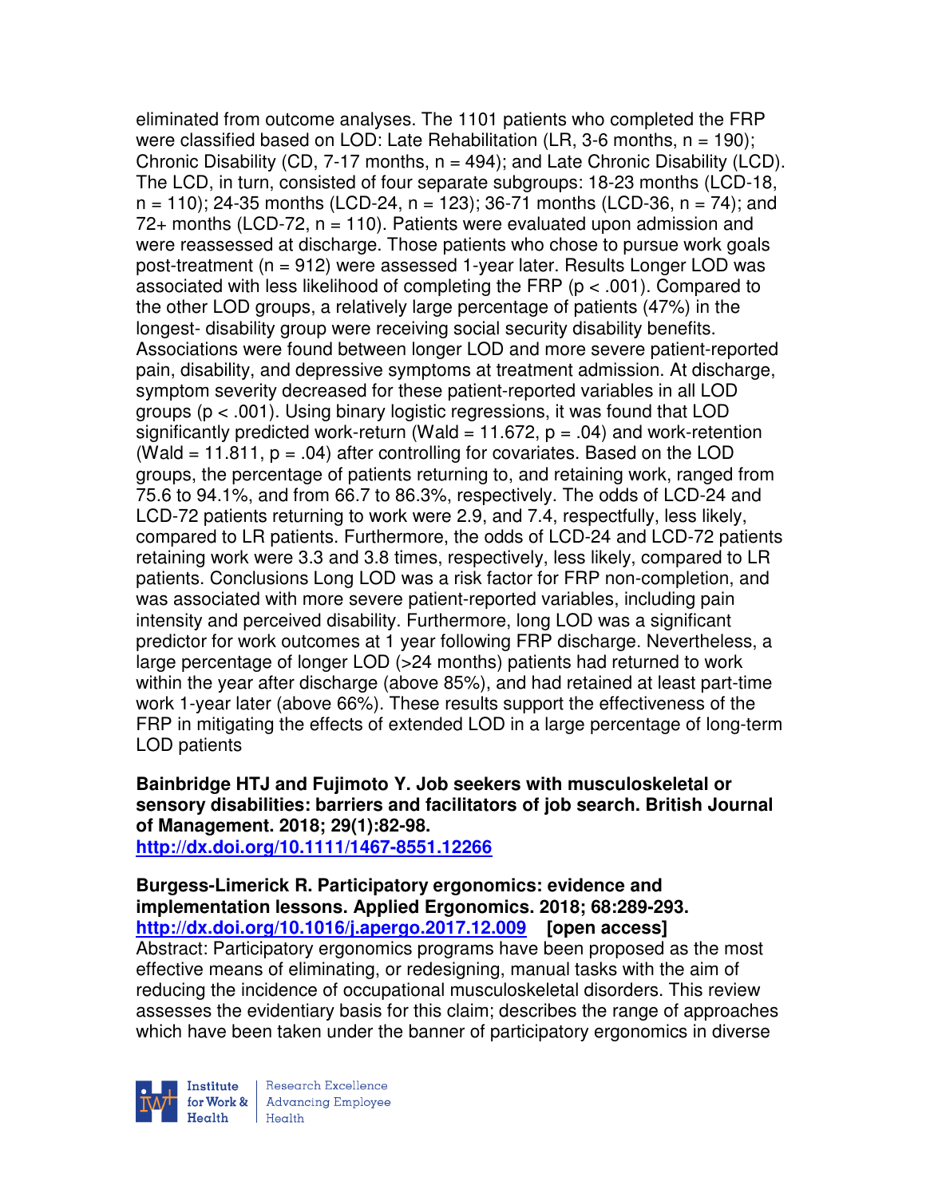eliminated from outcome analyses. The 1101 patients who completed the FRP were classified based on LOD: Late Rehabilitation (LR, 3-6 months, n = 190); Chronic Disability (CD, 7-17 months, n = 494); and Late Chronic Disability (LCD). The LCD, in turn, consisted of four separate subgroups: 18-23 months (LCD-18, n = 110); 24-35 months (LCD-24, n = 123); 36-71 months (LCD-36, n = 74); and 72+ months (LCD-72, n = 110). Patients were evaluated upon admission and were reassessed at discharge. Those patients who chose to pursue work goals post-treatment (n = 912) were assessed 1-year later. Results Longer LOD was associated with less likelihood of completing the FRP ($p < .001$). Compared to the other LOD groups, a relatively large percentage of patients (47%) in the longest- disability group were receiving social security disability benefits. Associations were found between longer LOD and more severe patient-reported pain, disability, and depressive symptoms at treatment admission. At discharge, symptom severity decreased for these patient-reported variables in all LOD groups ($p < .001$). Using binary logistic regressions, it was found that LOD significantly predicted work-return (Wald = 11.672, $p = .04$) and work-retention (Wald = 11.811, $p = .04$) after controlling for covariates. Based on the LOD groups, the percentage of patients returning to, and retaining work, ranged from 75.6 to 94.1%, and from 66.7 to 86.3%, respectively. The odds of LCD-24 and LCD-72 patients returning to work were 2.9, and 7.4, respectfully, less likely, compared to LR patients. Furthermore, the odds of LCD-24 and LCD-72 patients retaining work were 3.3 and 3.8 times, respectively, less likely, compared to LR patients. Conclusions Long LOD was a risk factor for FRP non-completion, and was associated with more severe patient-reported variables, including pain intensity and perceived disability. Furthermore, long LOD was a significant predictor for work outcomes at 1 year following FRP discharge. Nevertheless, a large percentage of longer LOD (>24 months) patients had returned to work within the year after discharge (above 85%), and had retained at least part-time work 1-year later (above 66%). These results support the effectiveness of the FRP in mitigating the effects of extended LOD in a large percentage of long-term LOD patients

**Bainbridge HTJ and Fujimoto Y. Job seekers with musculoskeletal or sensory disabilities: barriers and facilitators of job search. British Journal of Management. 2018; 29(1):82-98.**
**http://dx.doi.org/10.1111/1467-8551.12266**

**Burgess-Limerick R. Participatory ergonomics: evidence and implementation lessons. Applied Ergonomics. 2018; 68:289-293.**
**http://dx.doi.org/10.1016/j.apergo.2017.12.009 [open access]**
Abstract: Participatory ergonomics programs have been proposed as the most effective means of eliminating, or redesigning, manual tasks with the aim of reducing the incidence of occupational musculoskeletal disorders. This review assesses the evidentiary basis for this claim; describes the range of approaches which have been taken under the banner of participatory ergonomics in diverse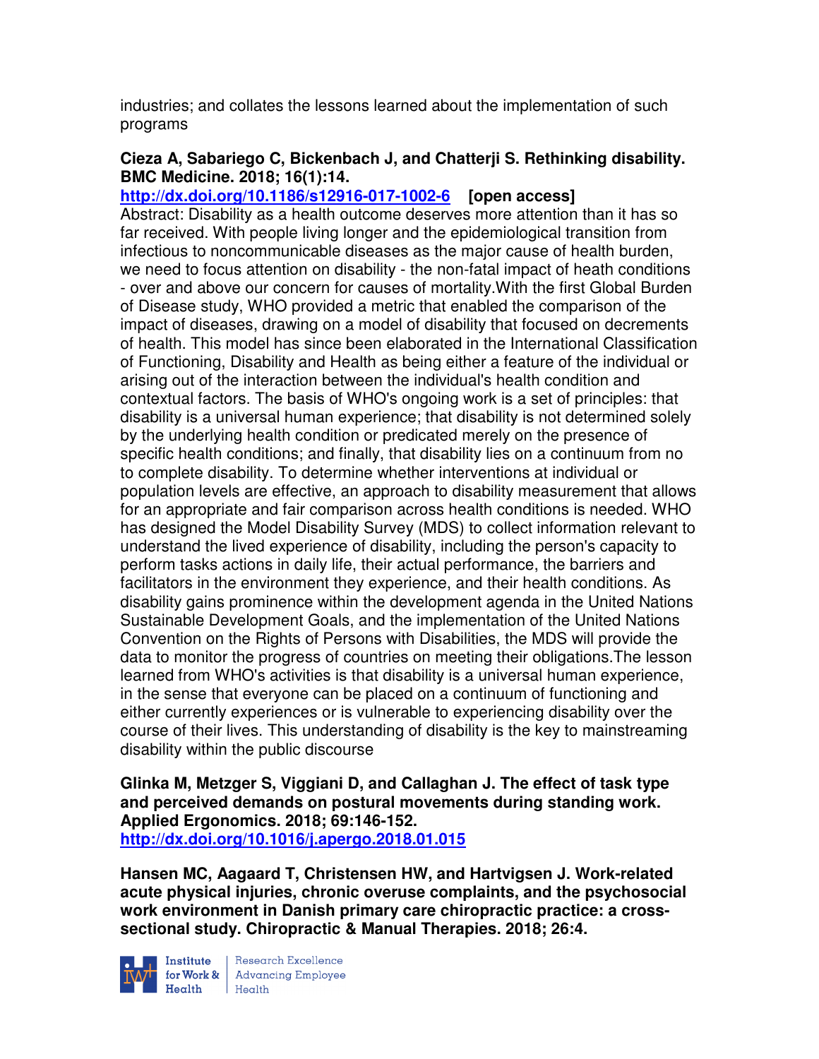industries; and collates the lessons learned about the implementation of such programs

**Cieza A, Sabariego C, Bickenbach J, and Chatterji S. Rethinking disability. BMC Medicine. 2018; 16(1):14.**
**http://dx.doi.org/10.1186/s12916-017-1002-6** **[open access]**
Abstract: Disability as a health outcome deserves more attention than it has so far received. With people living longer and the epidemiological transition from infectious to noncommunicable diseases as the major cause of health burden, we need to focus attention on disability - the non-fatal impact of heath conditions - over and above our concern for causes of mortality.With the first Global Burden of Disease study, WHO provided a metric that enabled the comparison of the impact of diseases, drawing on a model of disability that focused on decrements of health. This model has since been elaborated in the International Classification of Functioning, Disability and Health as being either a feature of the individual or arising out of the interaction between the individual's health condition and contextual factors. The basis of WHO's ongoing work is a set of principles: that disability is a universal human experience; that disability is not determined solely by the underlying health condition or predicated merely on the presence of specific health conditions; and finally, that disability lies on a continuum from no to complete disability. To determine whether interventions at individual or population levels are effective, an approach to disability measurement that allows for an appropriate and fair comparison across health conditions is needed. WHO has designed the Model Disability Survey (MDS) to collect information relevant to understand the lived experience of disability, including the person's capacity to perform tasks actions in daily life, their actual performance, the barriers and facilitators in the environment they experience, and their health conditions. As disability gains prominence within the development agenda in the United Nations Sustainable Development Goals, and the implementation of the United Nations Convention on the Rights of Persons with Disabilities, the MDS will provide the data to monitor the progress of countries on meeting their obligations.The lesson learned from WHO's activities is that disability is a universal human experience, in the sense that everyone can be placed on a continuum of functioning and either currently experiences or is vulnerable to experiencing disability over the course of their lives. This understanding of disability is the key to mainstreaming disability within the public discourse

**Glinka M, Metzger S, Viggiani D, and Callaghan J. The effect of task type and perceived demands on postural movements during standing work. Applied Ergonomics. 2018; 69:146-152.**
**http://dx.doi.org/10.1016/j.apergo.2018.01.015**

**Hansen MC, Aagaard T, Christensen HW, and Hartvigsen J. Work-related acute physical injuries, chronic overuse complaints, and the psychosocial work environment in Danish primary care chiropractic practice: a cross-sectional study. Chiropractic & Manual Therapies. 2018; 26:4.**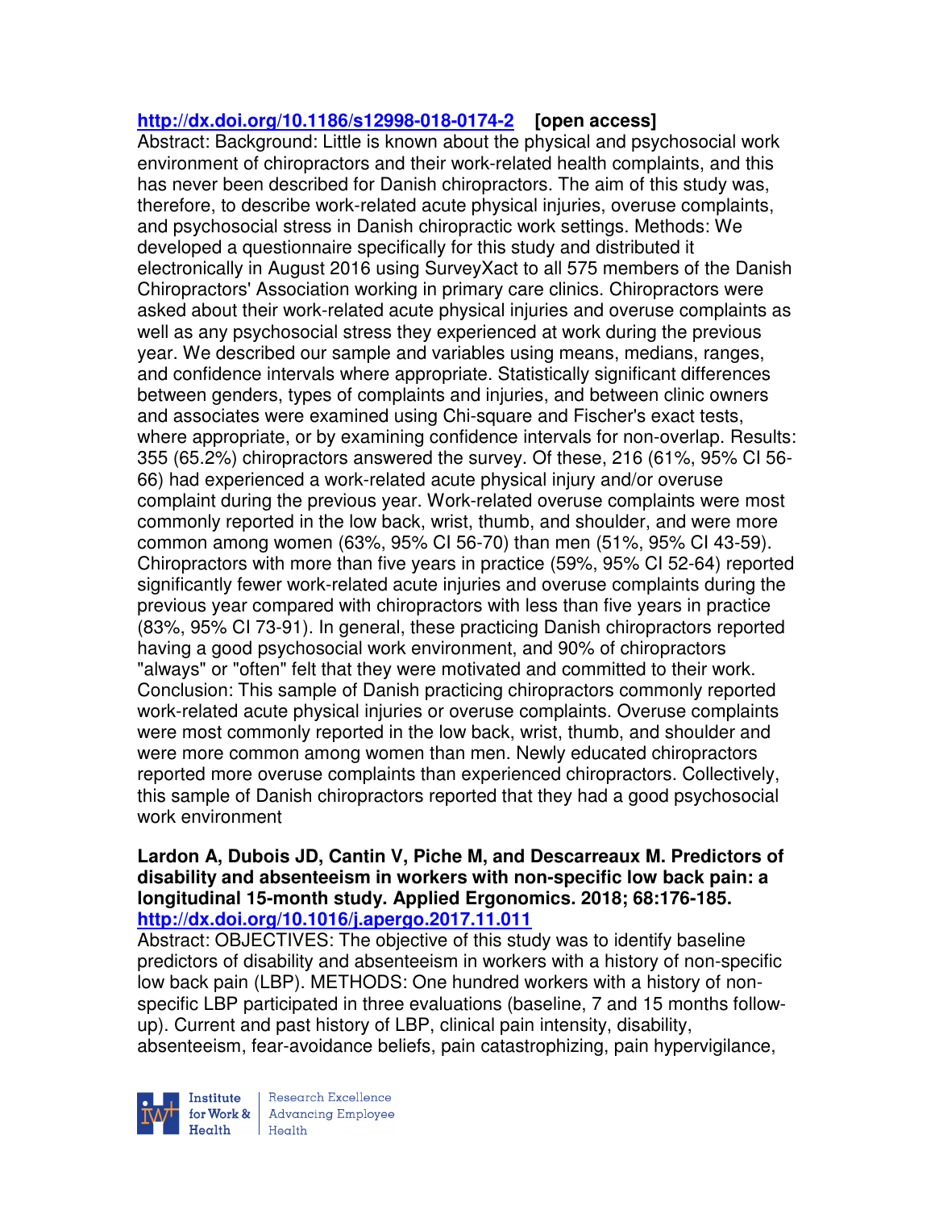**http://dx.doi.org/10.1186/s12998-018-0174-2** **[open access]**

Abstract: Background: Little is known about the physical and psychosocial work environment of chiropractors and their work-related health complaints, and this has never been described for Danish chiropractors. The aim of this study was, therefore, to describe work-related acute physical injuries, overuse complaints, and psychosocial stress in Danish chiropractic work settings. Methods: We developed a questionnaire specifically for this study and distributed it electronically in August 2016 using SurveyXact to all 575 members of the Danish Chiropractors' Association working in primary care clinics. Chiropractors were asked about their work-related acute physical injuries and overuse complaints as well as any psychosocial stress they experienced at work during the previous year. We described our sample and variables using means, medians, ranges, and confidence intervals where appropriate. Statistically significant differences between genders, types of complaints and injuries, and between clinic owners and associates were examined using Chi-square and Fischer's exact tests, where appropriate, or by examining confidence intervals for non-overlap. Results: 355 (65.2%) chiropractors answered the survey. Of these, 216 (61%, 95% CI 56-66) had experienced a work-related acute physical injury and/or overuse complaint during the previous year. Work-related overuse complaints were most commonly reported in the low back, wrist, thumb, and shoulder, and were more common among women (63%, 95% CI 56-70) than men (51%, 95% CI 43-59). Chiropractors with more than five years in practice (59%, 95% CI 52-64) reported significantly fewer work-related acute injuries and overuse complaints during the previous year compared with chiropractors with less than five years in practice (83%, 95% CI 73-91). In general, these practicing Danish chiropractors reported having a good psychosocial work environment, and 90% of chiropractors "always" or "often" felt that they were motivated and committed to their work. Conclusion: This sample of Danish practicing chiropractors commonly reported work-related acute physical injuries or overuse complaints. Overuse complaints were most commonly reported in the low back, wrist, thumb, and shoulder and were more common among women than men. Newly educated chiropractors reported more overuse complaints than experienced chiropractors. Collectively, this sample of Danish chiropractors reported that they had a good psychosocial work environment

**Lardon A, Dubois JD, Cantin V, Piche M, and Descarreaux M. Predictors of disability and absenteeism in workers with non-specific low back pain: a longitudinal 15-month study. Applied Ergonomics. 2018; 68:176-185.**
**http://dx.doi.org/10.1016/j.apergo.2017.11.011**

Abstract: OBJECTIVES: The objective of this study was to identify baseline predictors of disability and absenteeism in workers with a history of non-specific low back pain (LBP). METHODS: One hundred workers with a history of non-specific LBP participated in three evaluations (baseline, 7 and 15 months follow-up). Current and past history of LBP, clinical pain intensity, disability, absenteeism, fear-avoidance beliefs, pain catastrophizing, pain hypervigilance,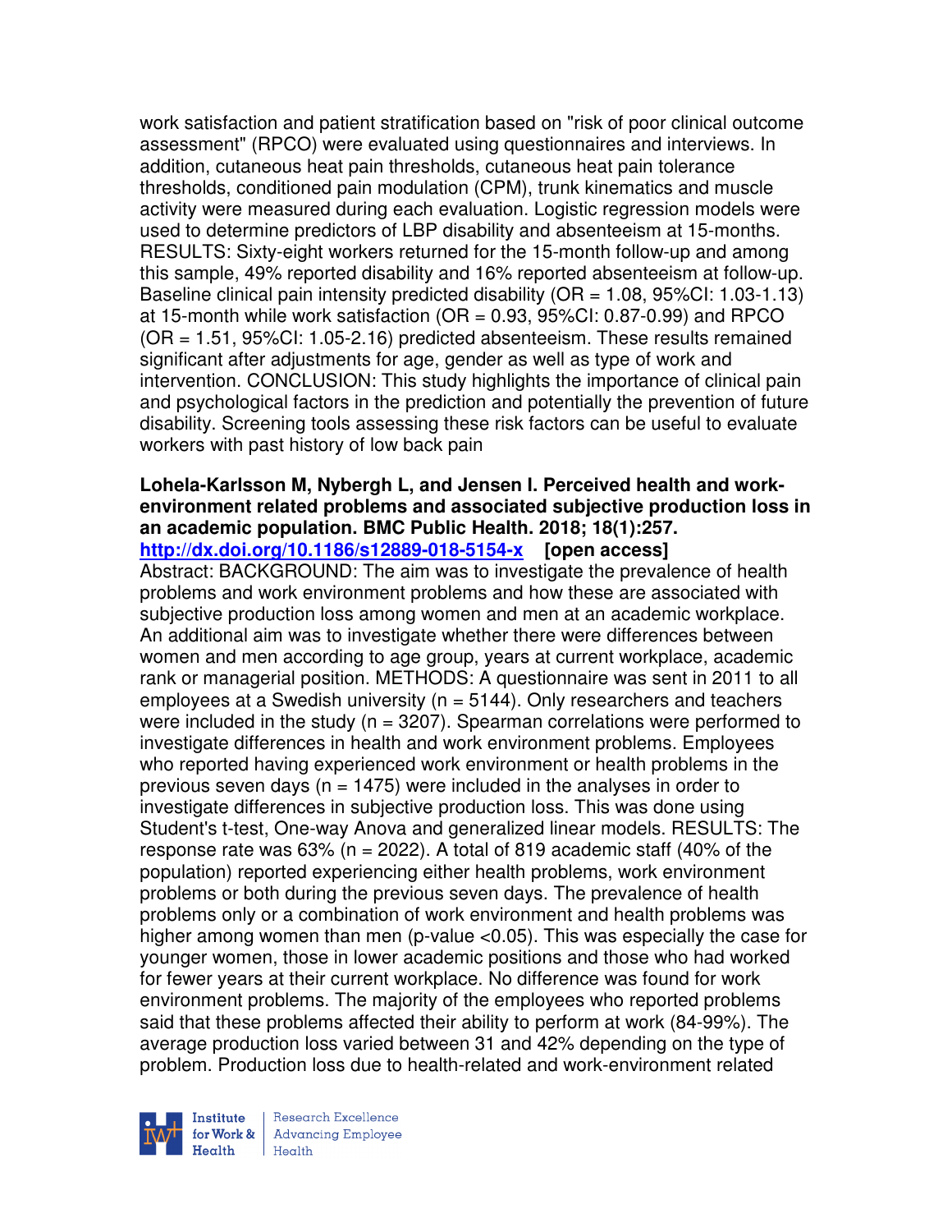work satisfaction and patient stratification based on "risk of poor clinical outcome assessment" (RPCO) were evaluated using questionnaires and interviews. In addition, cutaneous heat pain thresholds, cutaneous heat pain tolerance thresholds, conditioned pain modulation (CPM), trunk kinematics and muscle activity were measured during each evaluation. Logistic regression models were used to determine predictors of LBP disability and absenteeism at 15-months. RESULTS: Sixty-eight workers returned for the 15-month follow-up and among this sample, 49% reported disability and 16% reported absenteeism at follow-up. Baseline clinical pain intensity predicted disability (OR = 1.08, 95%CI: 1.03-1.13) at 15-month while work satisfaction (OR = 0.93, 95%CI: 0.87-0.99) and RPCO (OR = 1.51, 95%CI: 1.05-2.16) predicted absenteeism. These results remained significant after adjustments for age, gender as well as type of work and intervention. CONCLUSION: This study highlights the importance of clinical pain and psychological factors in the prediction and potentially the prevention of future disability. Screening tools assessing these risk factors can be useful to evaluate workers with past history of low back pain

**Lohela-Karlsson M, Nybergh L, and Jensen I. Perceived health and work-environment related problems and associated subjective production loss in an academic population. BMC Public Health. 2018; 18(1):257.**
**http://dx.doi.org/10.1186/s12889-018-5154-x [open access]**
Abstract: BACKGROUND: The aim was to investigate the prevalence of health problems and work environment problems and how these are associated with subjective production loss among women and men at an academic workplace. An additional aim was to investigate whether there were differences between women and men according to age group, years at current workplace, academic rank or managerial position. METHODS: A questionnaire was sent in 2011 to all employees at a Swedish university (n = 5144). Only researchers and teachers were included in the study (n = 3207). Spearman correlations were performed to investigate differences in health and work environment problems. Employees who reported having experienced work environment or health problems in the previous seven days (n = 1475) were included in the analyses in order to investigate differences in subjective production loss. This was done using Student's t-test, One-way Anova and generalized linear models. RESULTS: The response rate was 63% (n = 2022). A total of 819 academic staff (40% of the population) reported experiencing either health problems, work environment problems or both during the previous seven days. The prevalence of health problems only or a combination of work environment and health problems was higher among women than men (p-value <0.05). This was especially the case for younger women, those in lower academic positions and those who had worked for fewer years at their current workplace. No difference was found for work environment problems. The majority of the employees who reported problems said that these problems affected their ability to perform at work (84-99%). The average production loss varied between 31 and 42% depending on the type of problem. Production loss due to health-related and work-environment related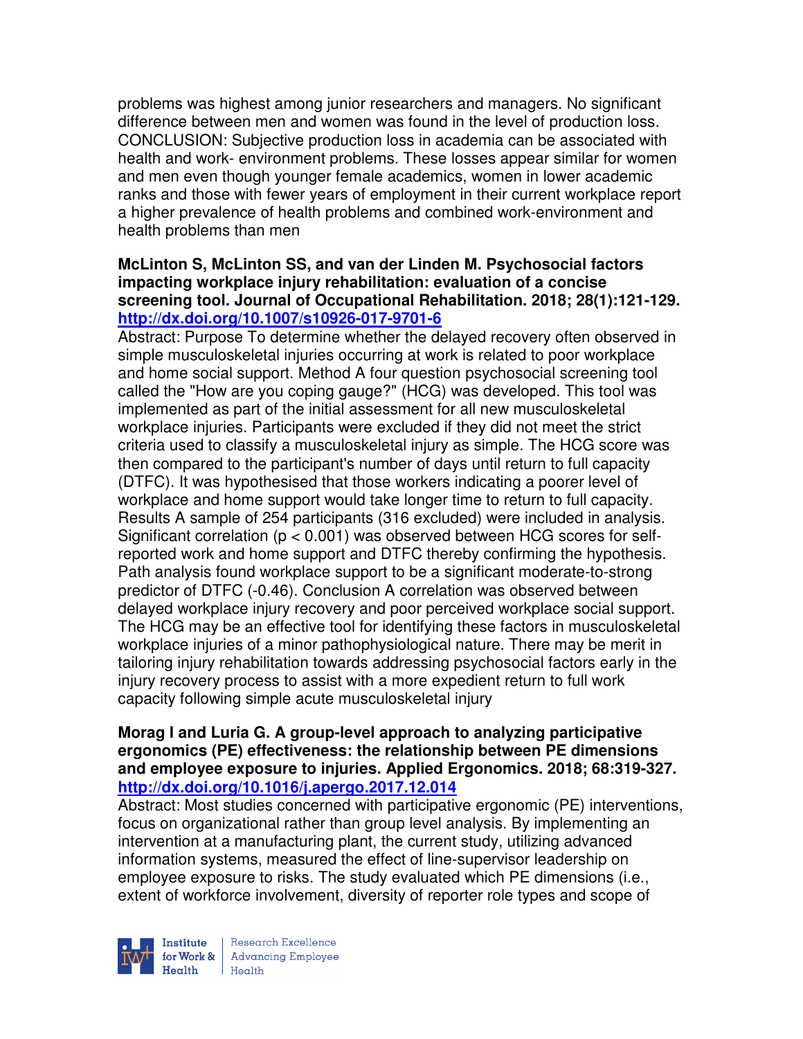problems was highest among junior researchers and managers. No significant difference between men and women was found in the level of production loss. CONCLUSION: Subjective production loss in academia can be associated with health and work- environment problems. These losses appear similar for women and men even though younger female academics, women in lower academic ranks and those with fewer years of employment in their current workplace report a higher prevalence of health problems and combined work-environment and health problems than men

**McLinton S, McLinton SS, and van der Linden M. Psychosocial factors impacting workplace injury rehabilitation: evaluation of a concise screening tool. Journal of Occupational Rehabilitation. 2018; 28(1):121-129. http://dx.doi.org/10.1007/s10926-017-9701-6**

Abstract: Purpose To determine whether the delayed recovery often observed in simple musculoskeletal injuries occurring at work is related to poor workplace and home social support. Method A four question psychosocial screening tool called the "How are you coping gauge?" (HCG) was developed. This tool was implemented as part of the initial assessment for all new musculoskeletal workplace injuries. Participants were excluded if they did not meet the strict criteria used to classify a musculoskeletal injury as simple. The HCG score was then compared to the participant's number of days until return to full capacity (DTFC). It was hypothesised that those workers indicating a poorer level of workplace and home support would take longer time to return to full capacity. Results A sample of 254 participants (316 excluded) were included in analysis. Significant correlation ($p < 0.001$) was observed between HCG scores for self-reported work and home support and DTFC thereby confirming the hypothesis. Path analysis found workplace support to be a significant moderate-to-strong predictor of DTFC (-0.46). Conclusion A correlation was observed between delayed workplace injury recovery and poor perceived workplace social support. The HCG may be an effective tool for identifying these factors in musculoskeletal workplace injuries of a minor pathophysiological nature. There may be merit in tailoring injury rehabilitation towards addressing psychosocial factors early in the injury recovery process to assist with a more expedient return to full work capacity following simple acute musculoskeletal injury

**Morag I and Luria G. A group-level approach to analyzing participative ergonomics (PE) effectiveness: the relationship between PE dimensions and employee exposure to injuries. Applied Ergonomics. 2018; 68:319-327. http://dx.doi.org/10.1016/j.apergo.2017.12.014**

Abstract: Most studies concerned with participative ergonomic (PE) interventions, focus on organizational rather than group level analysis. By implementing an intervention at a manufacturing plant, the current study, utilizing advanced information systems, measured the effect of line-supervisor leadership on employee exposure to risks. The study evaluated which PE dimensions (i.e., extent of workforce involvement, diversity of reporter role types and scope of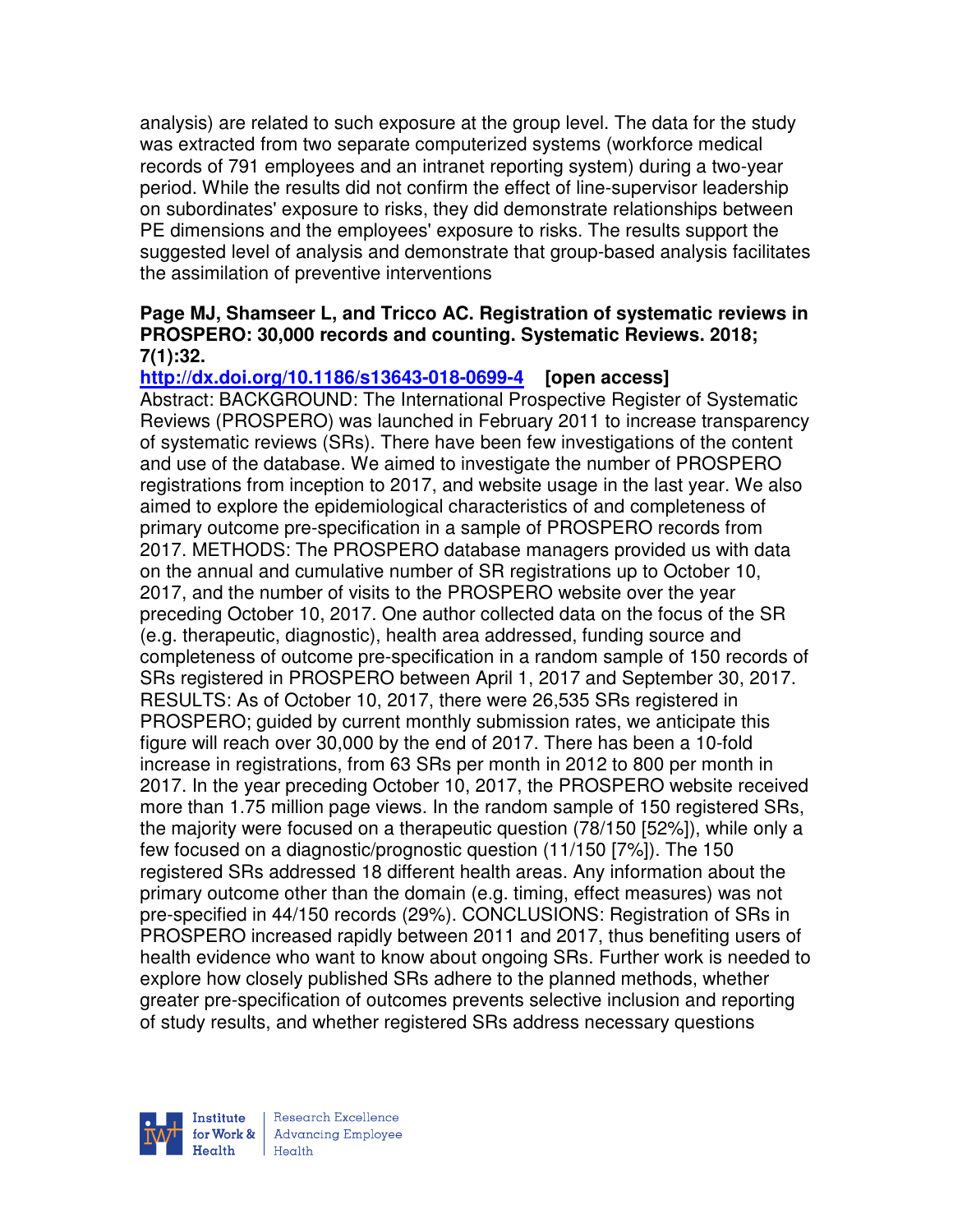analysis) are related to such exposure at the group level. The data for the study was extracted from two separate computerized systems (workforce medical records of 791 employees and an intranet reporting system) during a two-year period. While the results did not confirm the effect of line-supervisor leadership on subordinates' exposure to risks, they did demonstrate relationships between PE dimensions and the employees' exposure to risks. The results support the suggested level of analysis and demonstrate that group-based analysis facilitates the assimilation of preventive interventions

**Page MJ, Shamseer L, and Tricco AC. Registration of systematic reviews in PROSPERO: 30,000 records and counting. Systematic Reviews. 2018; 7(1):32.**

**http://dx.doi.org/10.1186/s13643-018-0699-4 [open access]**

Abstract: BACKGROUND: The International Prospective Register of Systematic Reviews (PROSPERO) was launched in February 2011 to increase transparency of systematic reviews (SRs). There have been few investigations of the content and use of the database. We aimed to investigate the number of PROSPERO registrations from inception to 2017, and website usage in the last year. We also aimed to explore the epidemiological characteristics of and completeness of primary outcome pre-specification in a sample of PROSPERO records from 2017. METHODS: The PROSPERO database managers provided us with data on the annual and cumulative number of SR registrations up to October 10, 2017, and the number of visits to the PROSPERO website over the year preceding October 10, 2017. One author collected data on the focus of the SR (e.g. therapeutic, diagnostic), health area addressed, funding source and completeness of outcome pre-specification in a random sample of 150 records of SRs registered in PROSPERO between April 1, 2017 and September 30, 2017. RESULTS: As of October 10, 2017, there were 26,535 SRs registered in PROSPERO; guided by current monthly submission rates, we anticipate this figure will reach over 30,000 by the end of 2017. There has been a 10-fold increase in registrations, from 63 SRs per month in 2012 to 800 per month in 2017. In the year preceding October 10, 2017, the PROSPERO website received more than 1.75 million page views. In the random sample of 150 registered SRs, the majority were focused on a therapeutic question (78/150 [52%]), while only a few focused on a diagnostic/prognostic question (11/150 [7%]). The 150 registered SRs addressed 18 different health areas. Any information about the primary outcome other than the domain (e.g. timing, effect measures) was not pre-specified in 44/150 records (29%). CONCLUSIONS: Registration of SRs in PROSPERO increased rapidly between 2011 and 2017, thus benefiting users of health evidence who want to know about ongoing SRs. Further work is needed to explore how closely published SRs adhere to the planned methods, whether greater pre-specification of outcomes prevents selective inclusion and reporting of study results, and whether registered SRs address necessary questions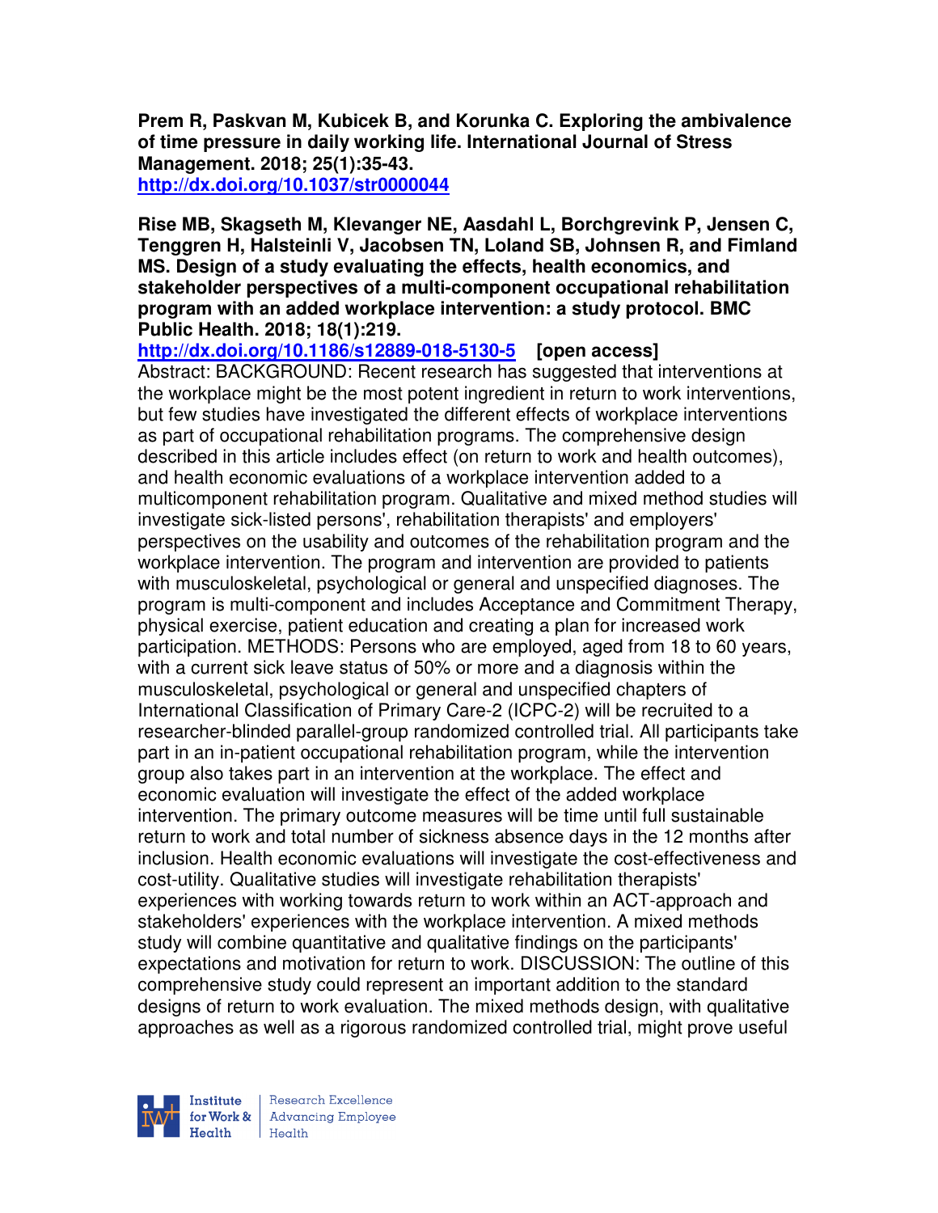**Prem R, Paskvan M, Kubicek B, and Korunka C. Exploring the ambivalence of time pressure in daily working life. International Journal of Stress Management. 2018; 25(1):35-43.**
**http://dx.doi.org/10.1037/str0000044**

**Rise MB, Skagseth M, Klevanger NE, Aasdahl L, Borchgrevink P, Jensen C, Tenggren H, Halsteinli V, Jacobsen TN, Loland SB, Johnsen R, and Fimland MS. Design of a study evaluating the effects, health economics, and stakeholder perspectives of a multi-component occupational rehabilitation program with an added workplace intervention: a study protocol. BMC Public Health. 2018; 18(1):219.**
**http://dx.doi.org/10.1186/s12889-018-5130-5 [open access]**
Abstract: BACKGROUND: Recent research has suggested that interventions at the workplace might be the most potent ingredient in return to work interventions, but few studies have investigated the different effects of workplace interventions as part of occupational rehabilitation programs. The comprehensive design described in this article includes effect (on return to work and health outcomes), and health economic evaluations of a workplace intervention added to a multicomponent rehabilitation program. Qualitative and mixed method studies will investigate sick-listed persons', rehabilitation therapists' and employers' perspectives on the usability and outcomes of the rehabilitation program and the workplace intervention. The program and intervention are provided to patients with musculoskeletal, psychological or general and unspecified diagnoses. The program is multi-component and includes Acceptance and Commitment Therapy, physical exercise, patient education and creating a plan for increased work participation. METHODS: Persons who are employed, aged from 18 to 60 years, with a current sick leave status of 50% or more and a diagnosis within the musculoskeletal, psychological or general and unspecified chapters of International Classification of Primary Care-2 (ICPC-2) will be recruited to a researcher-blinded parallel-group randomized controlled trial. All participants take part in an in-patient occupational rehabilitation program, while the intervention group also takes part in an intervention at the workplace. The effect and economic evaluation will investigate the effect of the added workplace intervention. The primary outcome measures will be time until full sustainable return to work and total number of sickness absence days in the 12 months after inclusion. Health economic evaluations will investigate the cost-effectiveness and cost-utility. Qualitative studies will investigate rehabilitation therapists' experiences with working towards return to work within an ACT-approach and stakeholders' experiences with the workplace intervention. A mixed methods study will combine quantitative and qualitative findings on the participants' expectations and motivation for return to work. DISCUSSION: The outline of this comprehensive study could represent an important addition to the standard designs of return to work evaluation. The mixed methods design, with qualitative approaches as well as a rigorous randomized controlled trial, might prove useful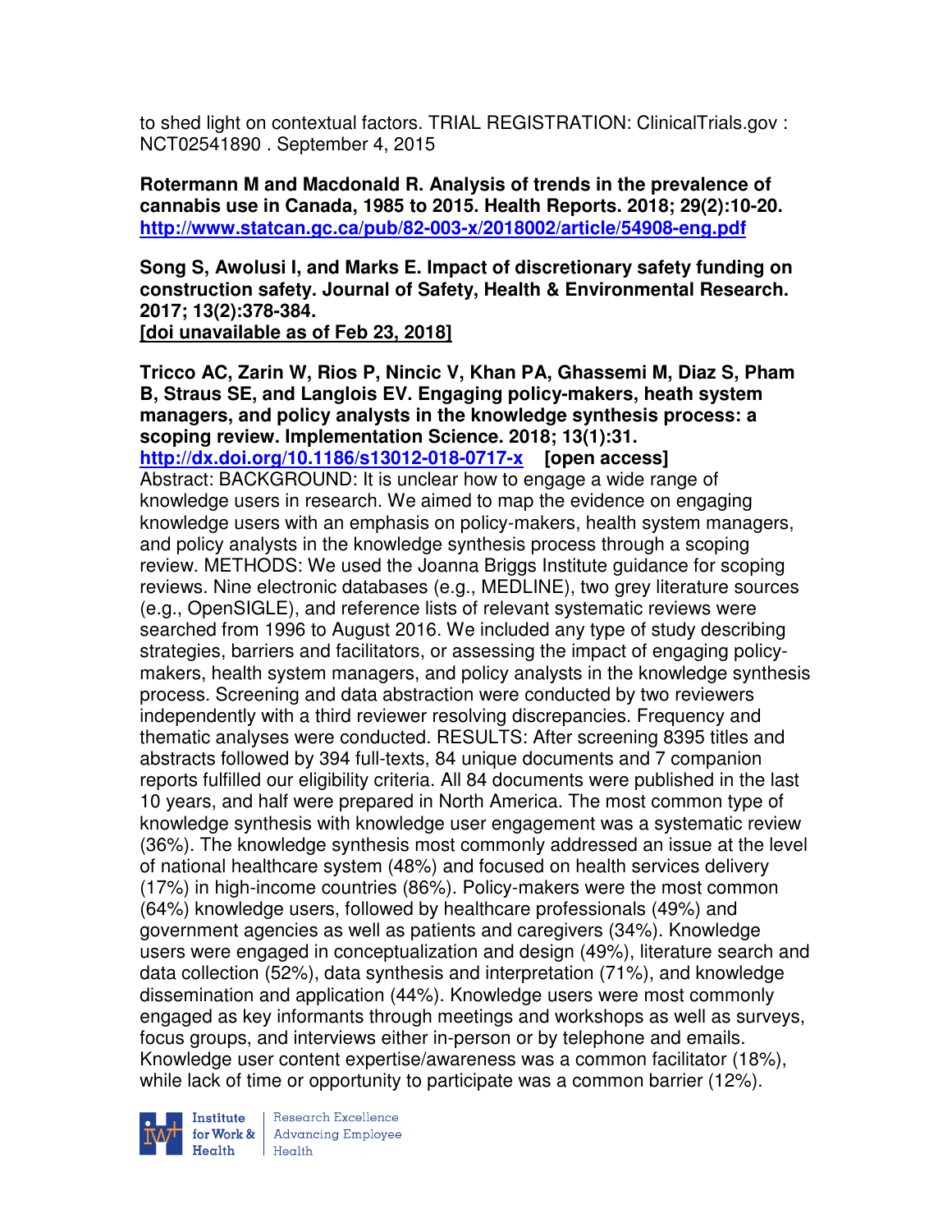to shed light on contextual factors. TRIAL REGISTRATION: ClinicalTrials.gov : NCT02541890 . September 4, 2015

**Rotermann M and Macdonald R. Analysis of trends in the prevalence of cannabis use in Canada, 1985 to 2015. Health Reports. 2018; 29(2):10-20.**
**http://www.statcan.gc.ca/pub/82-003-x/2018002/article/54908-eng.pdf**

**Song S, Awolusi I, and Marks E. Impact of discretionary safety funding on construction safety. Journal of Safety, Health & Environmental Research. 2017; 13(2):378-384.**
**[doi unavailable as of Feb 23, 2018]**

**Tricco AC, Zarin W, Rios P, Nincic V, Khan PA, Ghassemi M, Diaz S, Pham B, Straus SE, and Langlois EV. Engaging policy-makers, heath system managers, and policy analysts in the knowledge synthesis process: a scoping review. Implementation Science. 2018; 13(1):31.**
**http://dx.doi.org/10.1186/s13012-018-0717-x [open access]**
Abstract: BACKGROUND: It is unclear how to engage a wide range of knowledge users in research. We aimed to map the evidence on engaging knowledge users with an emphasis on policy-makers, health system managers, and policy analysts in the knowledge synthesis process through a scoping review. METHODS: We used the Joanna Briggs Institute guidance for scoping reviews. Nine electronic databases (e.g., MEDLINE), two grey literature sources (e.g., OpenSIGLE), and reference lists of relevant systematic reviews were searched from 1996 to August 2016. We included any type of study describing strategies, barriers and facilitators, or assessing the impact of engaging policy-makers, health system managers, and policy analysts in the knowledge synthesis process. Screening and data abstraction were conducted by two reviewers independently with a third reviewer resolving discrepancies. Frequency and thematic analyses were conducted. RESULTS: After screening 8395 titles and abstracts followed by 394 full-texts, 84 unique documents and 7 companion reports fulfilled our eligibility criteria. All 84 documents were published in the last 10 years, and half were prepared in North America. The most common type of knowledge synthesis with knowledge user engagement was a systematic review (36%). The knowledge synthesis most commonly addressed an issue at the level of national healthcare system (48%) and focused on health services delivery (17%) in high-income countries (86%). Policy-makers were the most common (64%) knowledge users, followed by healthcare professionals (49%) and government agencies as well as patients and caregivers (34%). Knowledge users were engaged in conceptualization and design (49%), literature search and data collection (52%), data synthesis and interpretation (71%), and knowledge dissemination and application (44%). Knowledge users were most commonly engaged as key informants through meetings and workshops as well as surveys, focus groups, and interviews either in-person or by telephone and emails. Knowledge user content expertise/awareness was a common facilitator (18%), while lack of time or opportunity to participate was a common barrier (12%).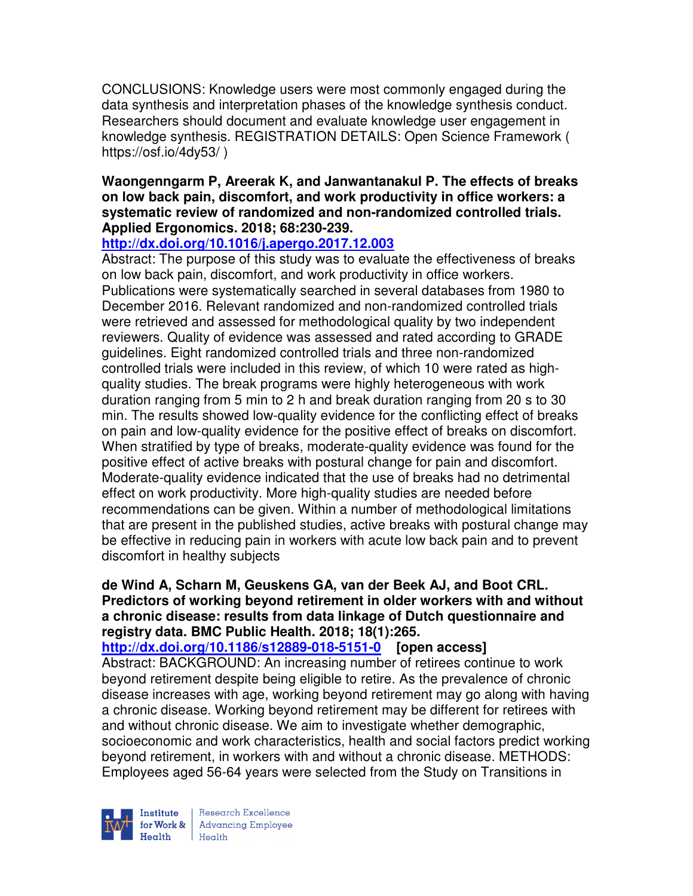CONCLUSIONS: Knowledge users were most commonly engaged during the data synthesis and interpretation phases of the knowledge synthesis conduct. Researchers should document and evaluate knowledge user engagement in knowledge synthesis. REGISTRATION DETAILS: Open Science Framework ( https://osf.io/4dy53/ )

**Waongenngarm P, Areerak K, and Janwantanakul P. The effects of breaks on low back pain, discomfort, and work productivity in office workers: a systematic review of randomized and non-randomized controlled trials. Applied Ergonomics. 2018; 68:230-239.**
**http://dx.doi.org/10.1016/j.apergo.2017.12.003**
Abstract: The purpose of this study was to evaluate the effectiveness of breaks on low back pain, discomfort, and work productivity in office workers. Publications were systematically searched in several databases from 1980 to December 2016. Relevant randomized and non-randomized controlled trials were retrieved and assessed for methodological quality by two independent reviewers. Quality of evidence was assessed and rated according to GRADE guidelines. Eight randomized controlled trials and three non-randomized controlled trials were included in this review, of which 10 were rated as high-quality studies. The break programs were highly heterogeneous with work duration ranging from 5 min to 2 h and break duration ranging from 20 s to 30 min. The results showed low-quality evidence for the conflicting effect of breaks on pain and low-quality evidence for the positive effect of breaks on discomfort. When stratified by type of breaks, moderate-quality evidence was found for the positive effect of active breaks with postural change for pain and discomfort. Moderate-quality evidence indicated that the use of breaks had no detrimental effect on work productivity. More high-quality studies are needed before recommendations can be given. Within a number of methodological limitations that are present in the published studies, active breaks with postural change may be effective in reducing pain in workers with acute low back pain and to prevent discomfort in healthy subjects

**de Wind A, Scharn M, Geuskens GA, van der Beek AJ, and Boot CRL. Predictors of working beyond retirement in older workers with and without a chronic disease: results from data linkage of Dutch questionnaire and registry data. BMC Public Health. 2018; 18(1):265.**
**http://dx.doi.org/10.1186/s12889-018-5151-0 [open access]**
Abstract: BACKGROUND: An increasing number of retirees continue to work beyond retirement despite being eligible to retire. As the prevalence of chronic disease increases with age, working beyond retirement may go along with having a chronic disease. Working beyond retirement may be different for retirees with and without chronic disease. We aim to investigate whether demographic, socioeconomic and work characteristics, health and social factors predict working beyond retirement, in workers with and without a chronic disease. METHODS: Employees aged 56-64 years were selected from the Study on Transitions in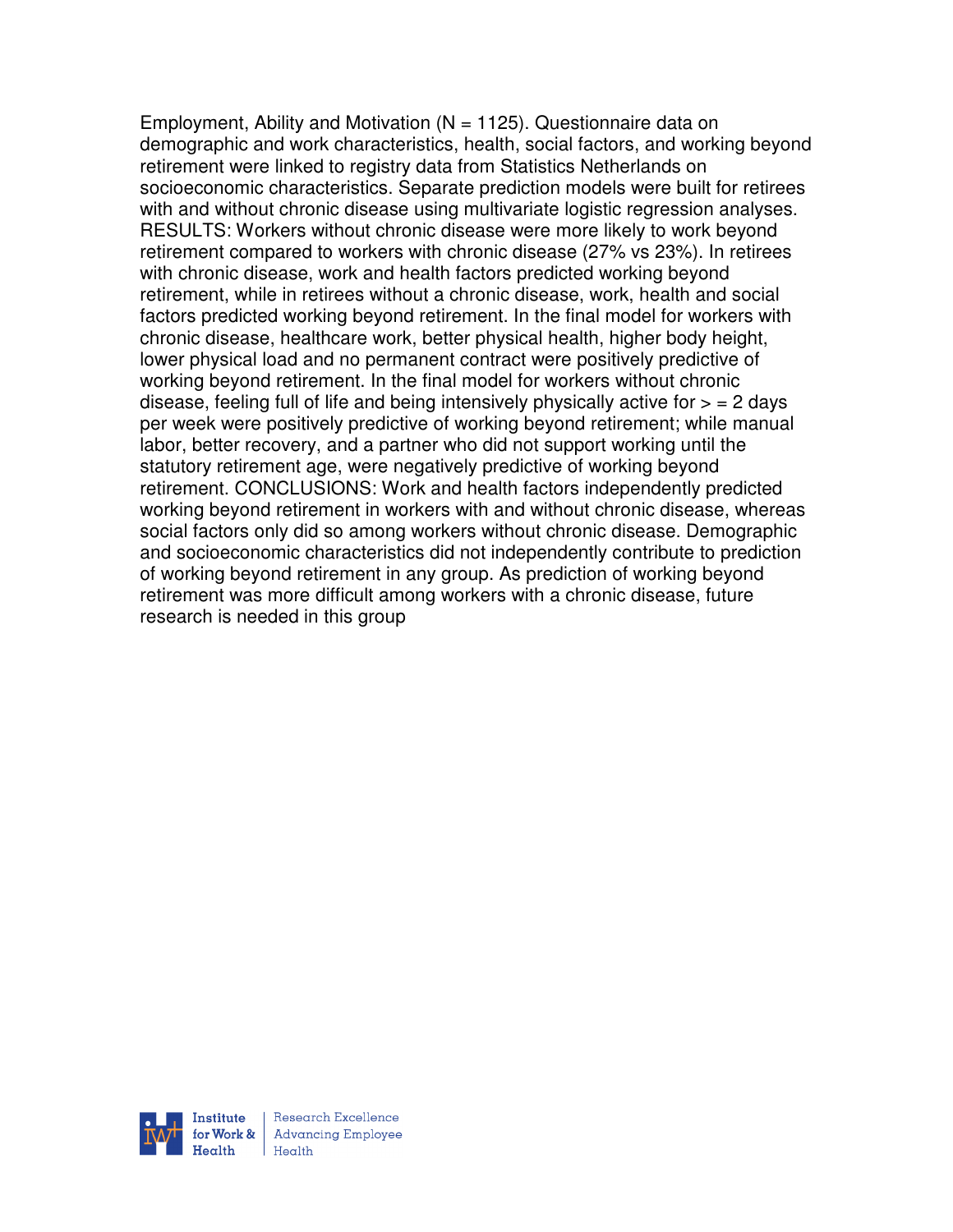Employment, Ability and Motivation (N = 1125). Questionnaire data on demographic and work characteristics, health, social factors, and working beyond retirement were linked to registry data from Statistics Netherlands on socioeconomic characteristics. Separate prediction models were built for retirees with and without chronic disease using multivariate logistic regression analyses. RESULTS: Workers without chronic disease were more likely to work beyond retirement compared to workers with chronic disease (27% vs 23%). In retirees with chronic disease, work and health factors predicted working beyond retirement, while in retirees without a chronic disease, work, health and social factors predicted working beyond retirement. In the final model for workers with chronic disease, healthcare work, better physical health, higher body height, lower physical load and no permanent contract were positively predictive of working beyond retirement. In the final model for workers without chronic disease, feeling full of life and being intensively physically active for > = 2 days per week were positively predictive of working beyond retirement; while manual labor, better recovery, and a partner who did not support working until the statutory retirement age, were negatively predictive of working beyond retirement. CONCLUSIONS: Work and health factors independently predicted working beyond retirement in workers with and without chronic disease, whereas social factors only did so among workers without chronic disease. Demographic and socioeconomic characteristics did not independently contribute to prediction of working beyond retirement in any group. As prediction of working beyond retirement was more difficult among workers with a chronic disease, future research is needed in this group